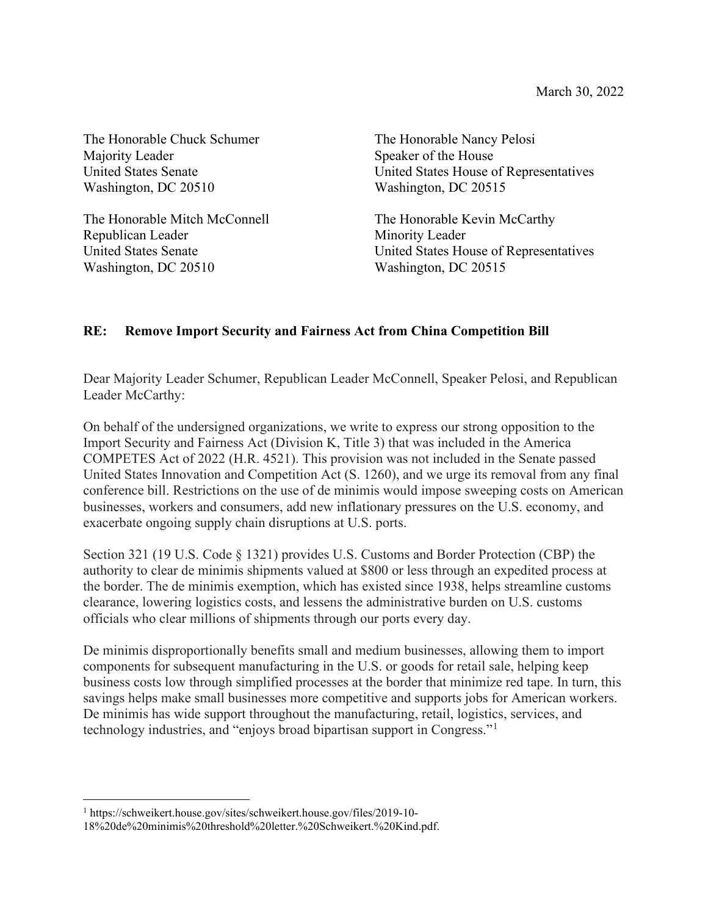March 30, 2022

The Honorable Chuck Schumer
Majority Leader
United States Senate
Washington, DC 20510

The Honorable Nancy Pelosi
Speaker of the House
United States House of Representatives
Washington, DC 20515

The Honorable Mitch McConnell
Republican Leader
United States Senate
Washington, DC 20510

The Honorable Kevin McCarthy
Minority Leader
United States House of Representatives
Washington, DC 20515

**RE: Remove Import Security and Fairness Act from China Competition Bill**

Dear Majority Leader Schumer, Republican Leader McConnell, Speaker Pelosi, and Republican Leader McCarthy:

On behalf of the undersigned organizations, we write to express our strong opposition to the Import Security and Fairness Act (Division K, Title 3) that was included in the America COMPETES Act of 2022 (H.R. 4521). This provision was not included in the Senate passed United States Innovation and Competition Act (S. 1260), and we urge its removal from any final conference bill. Restrictions on the use of de minimis would impose sweeping costs on American businesses, workers and consumers, add new inflationary pressures on the U.S. economy, and exacerbate ongoing supply chain disruptions at U.S. ports.

Section 321 (19 U.S. Code § 1321) provides U.S. Customs and Border Protection (CBP) the authority to clear de minimis shipments valued at $800 or less through an expedited process at the border. The de minimis exemption, which has existed since 1938, helps streamline customs clearance, lowering logistics costs, and lessens the administrative burden on U.S. customs officials who clear millions of shipments through our ports every day.

De minimis disproportionally benefits small and medium businesses, allowing them to import components for subsequent manufacturing in the U.S. or goods for retail sale, helping keep business costs low through simplified processes at the border that minimize red tape. In turn, this savings helps make small businesses more competitive and supports jobs for American workers. De minimis has wide support throughout the manufacturing, retail, logistics, services, and technology industries, and "enjoys broad bipartisan support in Congress."[1]

[1] https://schweikert.house.gov/sites/schweikert.house.gov/files/2019-10-18%20de%20minimis%20threshold%20letter.%20Schweikert.%20Kind.pdf.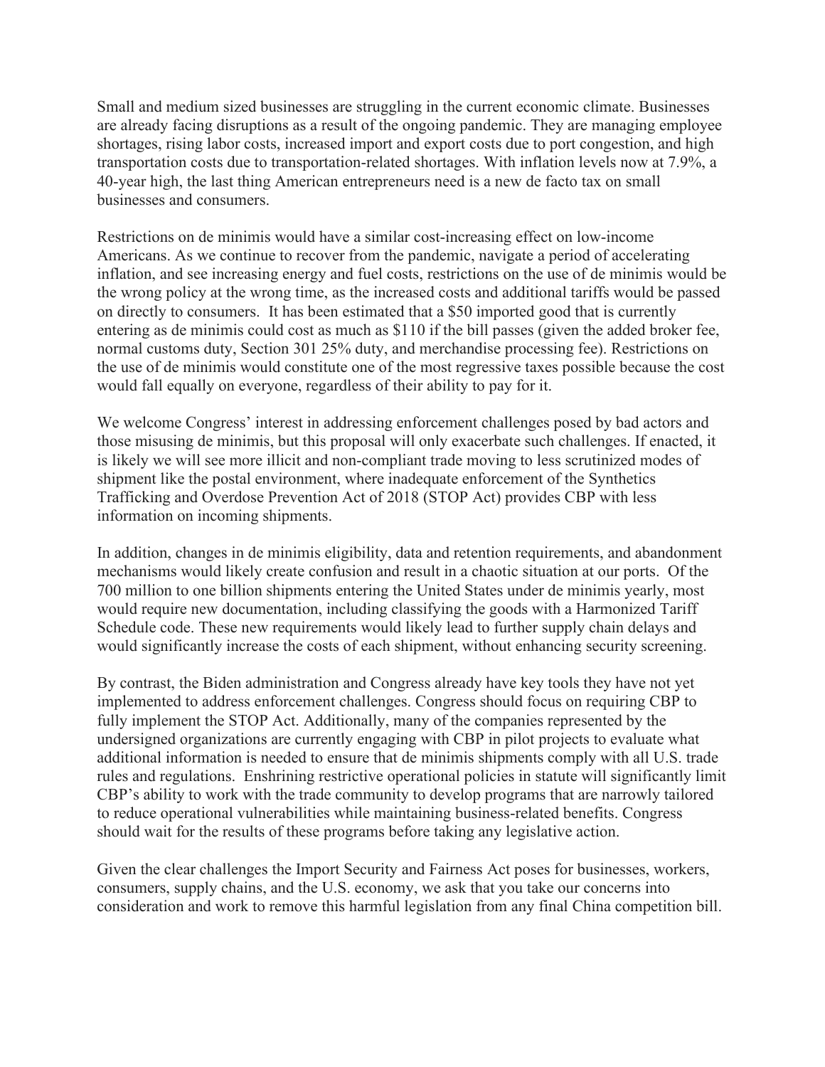Small and medium sized businesses are struggling in the current economic climate. Businesses are already facing disruptions as a result of the ongoing pandemic. They are managing employee shortages, rising labor costs, increased import and export costs due to port congestion, and high transportation costs due to transportation-related shortages. With inflation levels now at 7.9%, a 40-year high, the last thing American entrepreneurs need is a new de facto tax on small businesses and consumers.

Restrictions on de minimis would have a similar cost-increasing effect on low-income Americans. As we continue to recover from the pandemic, navigate a period of accelerating inflation, and see increasing energy and fuel costs, restrictions on the use of de minimis would be the wrong policy at the wrong time, as the increased costs and additional tariffs would be passed on directly to consumers. It has been estimated that a $50 imported good that is currently entering as de minimis could cost as much as $110 if the bill passes (given the added broker fee, normal customs duty, Section 301 25% duty, and merchandise processing fee). Restrictions on the use of de minimis would constitute one of the most regressive taxes possible because the cost would fall equally on everyone, regardless of their ability to pay for it.

We welcome Congress' interest in addressing enforcement challenges posed by bad actors and those misusing de minimis, but this proposal will only exacerbate such challenges. If enacted, it is likely we will see more illicit and non-compliant trade moving to less scrutinized modes of shipment like the postal environment, where inadequate enforcement of the Synthetics Trafficking and Overdose Prevention Act of 2018 (STOP Act) provides CBP with less information on incoming shipments.

In addition, changes in de minimis eligibility, data and retention requirements, and abandonment mechanisms would likely create confusion and result in a chaotic situation at our ports. Of the 700 million to one billion shipments entering the United States under de minimis yearly, most would require new documentation, including classifying the goods with a Harmonized Tariff Schedule code. These new requirements would likely lead to further supply chain delays and would significantly increase the costs of each shipment, without enhancing security screening.

By contrast, the Biden administration and Congress already have key tools they have not yet implemented to address enforcement challenges. Congress should focus on requiring CBP to fully implement the STOP Act. Additionally, many of the companies represented by the undersigned organizations are currently engaging with CBP in pilot projects to evaluate what additional information is needed to ensure that de minimis shipments comply with all U.S. trade rules and regulations. Enshrining restrictive operational policies in statute will significantly limit CBP's ability to work with the trade community to develop programs that are narrowly tailored to reduce operational vulnerabilities while maintaining business-related benefits. Congress should wait for the results of these programs before taking any legislative action.

Given the clear challenges the Import Security and Fairness Act poses for businesses, workers, consumers, supply chains, and the U.S. economy, we ask that you take our concerns into consideration and work to remove this harmful legislation from any final China competition bill.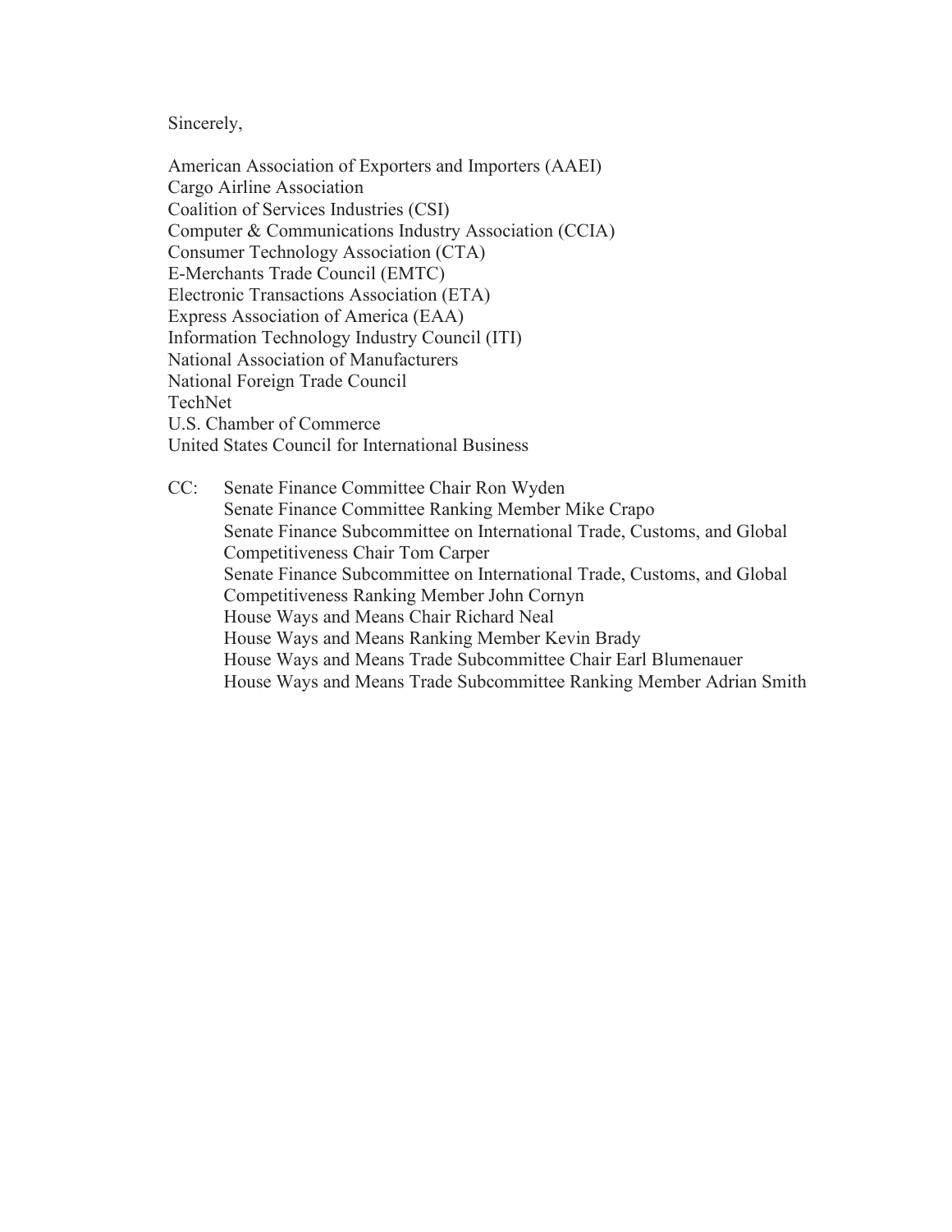Sincerely,

American Association of Exporters and Importers (AAEI)
Cargo Airline Association
Coalition of Services Industries (CSI)
Computer & Communications Industry Association (CCIA)
Consumer Technology Association (CTA)
E-Merchants Trade Council (EMTC)
Electronic Transactions Association (ETA)
Express Association of America (EAA)
Information Technology Industry Council (ITI)
National Association of Manufacturers
National Foreign Trade Council
TechNet
U.S. Chamber of Commerce
United States Council for International Business

CC: Senate Finance Committee Chair Ron Wyden
Senate Finance Committee Ranking Member Mike Crapo
Senate Finance Subcommittee on International Trade, Customs, and Global Competitiveness Chair Tom Carper
Senate Finance Subcommittee on International Trade, Customs, and Global Competitiveness Ranking Member John Cornyn
House Ways and Means Chair Richard Neal
House Ways and Means Ranking Member Kevin Brady
House Ways and Means Trade Subcommittee Chair Earl Blumenauer
House Ways and Means Trade Subcommittee Ranking Member Adrian Smith